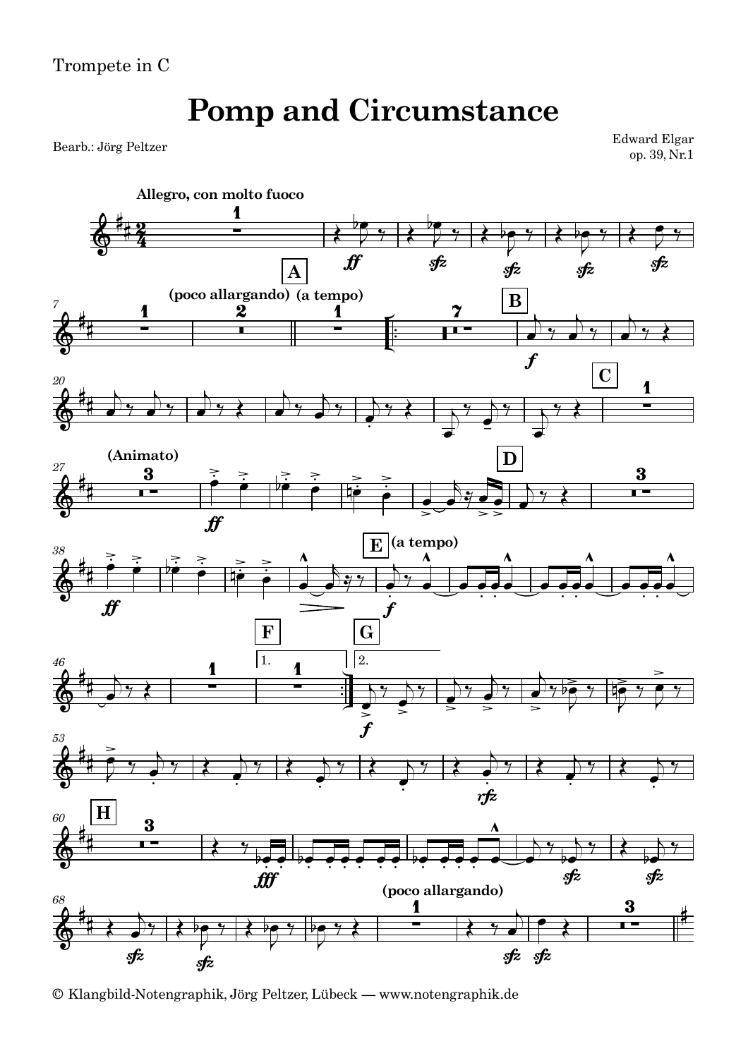Trompete in C

# Pomp and Circumstance

Bearb.: Jörg Peltzer

Edward Elgar
op. 39, Nr.1

Allegro, con molto fuoco

(poco allargando) (a tempo)

(Animato)

(a tempo)

(poco allargando)

© Klangbild-Notengraphik, Jörg Peltzer, Lübeck — www.notengraphik.de